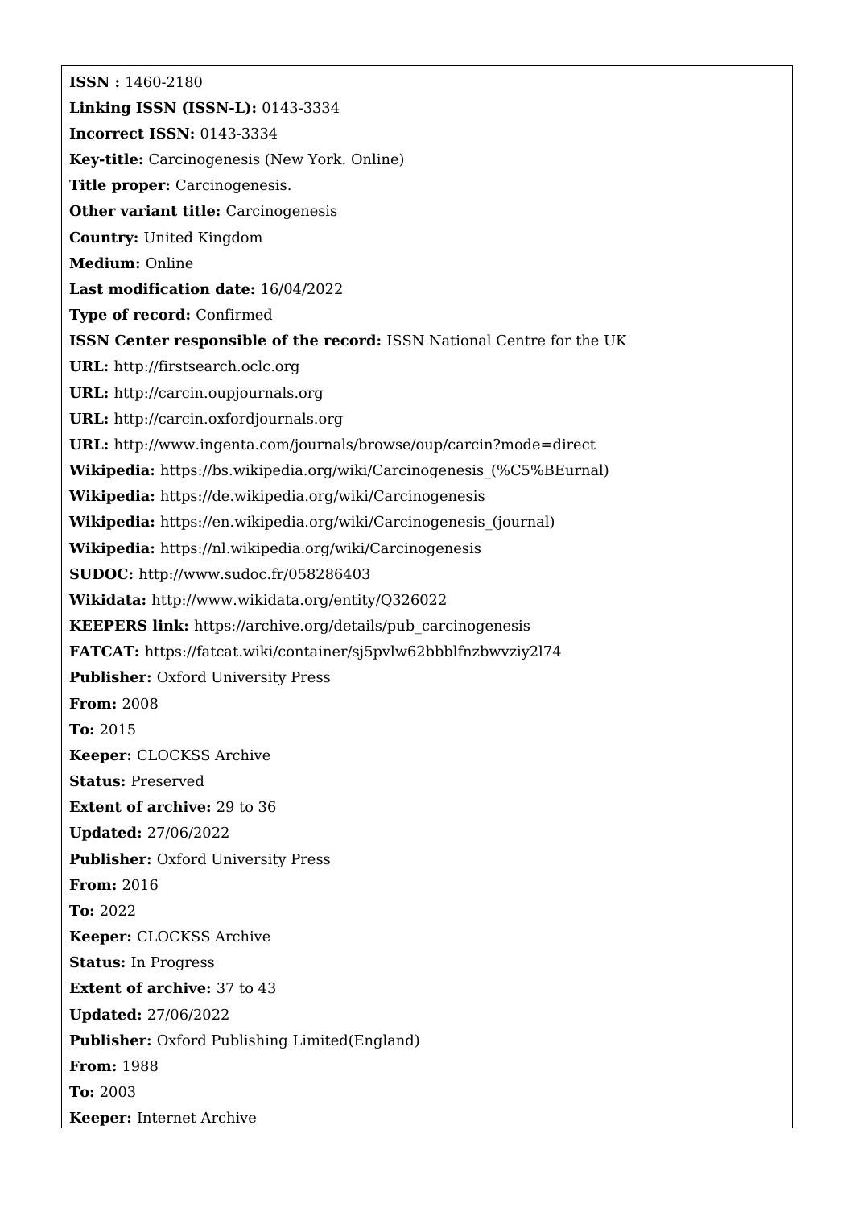**ISSN :** 1460-2180

**Linking ISSN (ISSN-L):** 0143-3334

**Incorrect ISSN:** 0143-3334

**Key-title:** Carcinogenesis (New York. Online)

**Title proper:** Carcinogenesis.

**Other variant title:** Carcinogenesis

**Country:** United Kingdom

**Medium:** Online

**Last modification date:** 16/04/2022

**Type of record:** Confirmed

**ISSN Center responsible of the record:** ISSN National Centre for the UK

**URL:** http://firstsearch.oclc.org

**URL:** http://carcin.oupjournals.org

**URL:** http://carcin.oxfordjournals.org

**URL:** http://www.ingenta.com/journals/browse/oup/carcin?mode=direct

**Wikipedia:** https://bs.wikipedia.org/wiki/Carcinogenesis_(%C5%BEurnal)

**Wikipedia:** https://de.wikipedia.org/wiki/Carcinogenesis

**Wikipedia:** https://en.wikipedia.org/wiki/Carcinogenesis_(journal)

**Wikipedia:** https://nl.wikipedia.org/wiki/Carcinogenesis

**SUDOC:** http://www.sudoc.fr/058286403

**Wikidata:** http://www.wikidata.org/entity/Q326022

**KEEPERS link:** https://archive.org/details/pub_carcinogenesis

**FATCAT:** https://fatcat.wiki/container/sj5pvlw62bbblfnzbwvziy2l74

**Publisher:** Oxford University Press

**From:** 2008

**To:** 2015

**Keeper:** CLOCKSS Archive

**Status:** Preserved

**Extent of archive:** 29 to 36

**Updated:** 27/06/2022

**Publisher:** Oxford University Press

**From:** 2016

**To:** 2022

**Keeper:** CLOCKSS Archive

**Status:** In Progress

**Extent of archive:** 37 to 43

**Updated:** 27/06/2022

**Publisher:** Oxford Publishing Limited(England)

**From:** 1988

**To:** 2003

**Keeper:** Internet Archive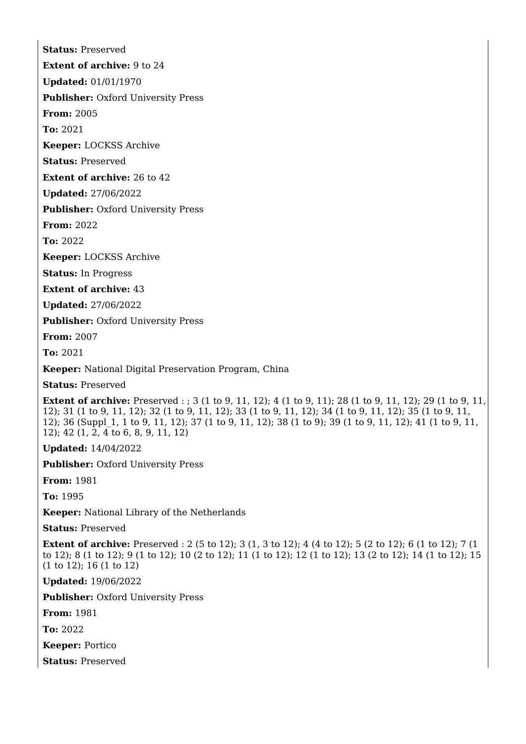**Status:** Preserved

**Extent of archive:** 9 to 24

**Updated:** 01/01/1970

**Publisher:** Oxford University Press

**From:** 2005

**To:** 2021

**Keeper:** LOCKSS Archive

**Status:** Preserved

**Extent of archive:** 26 to 42

**Updated:** 27/06/2022

**Publisher:** Oxford University Press

**From:** 2022

**To:** 2022

**Keeper:** LOCKSS Archive

**Status:** In Progress

**Extent of archive:** 43

**Updated:** 27/06/2022

**Publisher:** Oxford University Press

**From:** 2007

**To:** 2021

**Keeper:** National Digital Preservation Program, China

**Status:** Preserved

**Extent of archive:** Preserved : ; 3 (1 to 9, 11, 12); 4 (1 to 9, 11); 28 (1 to 9, 11, 12); 29 (1 to 9, 11, 12); 31 (1 to 9, 11, 12); 32 (1 to 9, 11, 12); 33 (1 to 9, 11, 12); 34 (1 to 9, 11, 12); 35 (1 to 9, 11, 12); 36 (Suppl_1, 1 to 9, 11, 12); 37 (1 to 9, 11, 12); 38 (1 to 9); 39 (1 to 9, 11, 12); 41 (1 to 9, 11, 12); 42 (1, 2, 4 to 6, 8, 9, 11, 12)

**Updated:** 14/04/2022

**Publisher:** Oxford University Press

**From:** 1981

**To:** 1995

**Keeper:** National Library of the Netherlands

**Status:** Preserved

**Extent of archive:** Preserved : 2 (5 to 12); 3 (1, 3 to 12); 4 (4 to 12); 5 (2 to 12); 6 (1 to 12); 7 (1 to 12); 8 (1 to 12); 9 (1 to 12); 10 (2 to 12); 11 (1 to 12); 12 (1 to 12); 13 (2 to 12); 14 (1 to 12); 15 (1 to 12); 16 (1 to 12)

**Updated:** 19/06/2022

**Publisher:** Oxford University Press

**From:** 1981

**To:** 2022

**Keeper:** Portico

**Status:** Preserved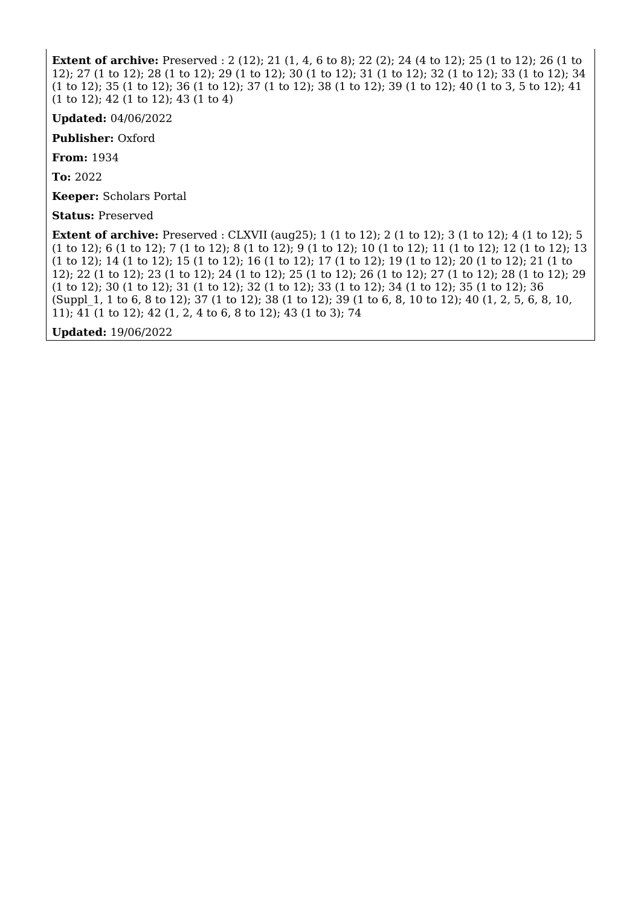**Extent of archive:** Preserved : 2 (12); 21 (1, 4, 6 to 8); 22 (2); 24 (4 to 12); 25 (1 to 12); 26 (1 to 12); 27 (1 to 12); 28 (1 to 12); 29 (1 to 12); 30 (1 to 12); 31 (1 to 12); 32 (1 to 12); 33 (1 to 12); 34 (1 to 12); 35 (1 to 12); 36 (1 to 12); 37 (1 to 12); 38 (1 to 12); 39 (1 to 12); 40 (1 to 3, 5 to 12); 41 (1 to 12); 42 (1 to 12); 43 (1 to 4)

**Updated:** 04/06/2022

**Publisher:** Oxford

**From:** 1934

**To:** 2022

**Keeper:** Scholars Portal

**Status:** Preserved

**Extent of archive:** Preserved : CLXVII (aug25); 1 (1 to 12); 2 (1 to 12); 3 (1 to 12); 4 (1 to 12); 5 (1 to 12); 6 (1 to 12); 7 (1 to 12); 8 (1 to 12); 9 (1 to 12); 10 (1 to 12); 11 (1 to 12); 12 (1 to 12); 13 (1 to 12); 14 (1 to 12); 15 (1 to 12); 16 (1 to 12); 17 (1 to 12); 19 (1 to 12); 20 (1 to 12); 21 (1 to 12); 22 (1 to 12); 23 (1 to 12); 24 (1 to 12); 25 (1 to 12); 26 (1 to 12); 27 (1 to 12); 28 (1 to 12); 29 (1 to 12); 30 (1 to 12); 31 (1 to 12); 32 (1 to 12); 33 (1 to 12); 34 (1 to 12); 35 (1 to 12); 36 (Suppl_1, 1 to 6, 8 to 12); 37 (1 to 12); 38 (1 to 12); 39 (1 to 6, 8, 10 to 12); 40 (1, 2, 5, 6, 8, 10, 11); 41 (1 to 12); 42 (1, 2, 4 to 6, 8 to 12); 43 (1 to 3); 74

**Updated:** 19/06/2022